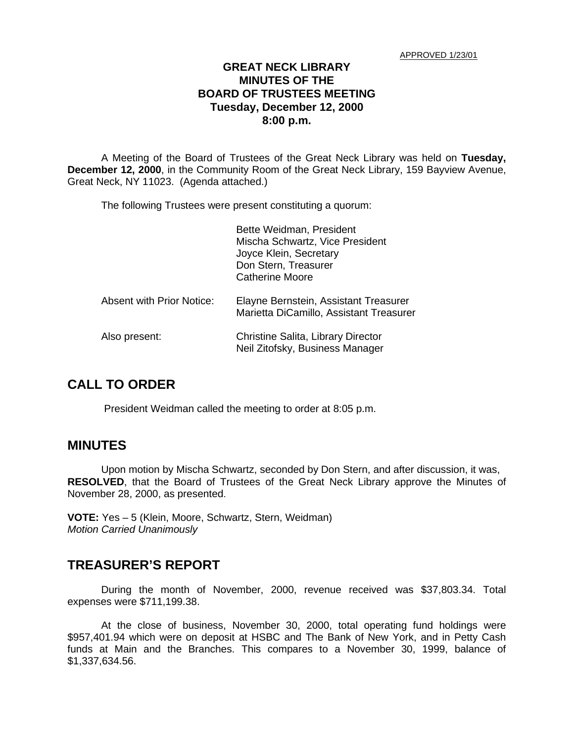APPROVED 1/23/01

# GREAT NECK LIBRARY
# MINUTES OF THE
# BOARD OF TRUSTEES MEETING
# Tuesday, December 12, 2000
# 8:00 p.m.

A Meeting of the Board of Trustees of the Great Neck Library was held on **Tuesday, December 12, 2000**, in the Community Room of the Great Neck Library, 159 Bayview Avenue, Great Neck, NY 11023. (Agenda attached.)

The following Trustees were present constituting a quorum:

Bette Weidman, President
Mischa Schwartz, Vice President
Joyce Klein, Secretary
Don Stern, Treasurer
Catherine Moore

Absent with Prior Notice: Elayne Bernstein, Assistant Treasurer
Marietta DiCamillo, Assistant Treasurer

Also present: Christine Salita, Library Director
Neil Zitofsky, Business Manager

## CALL TO ORDER

President Weidman called the meeting to order at 8:05 p.m.

## MINUTES

Upon motion by Mischa Schwartz, seconded by Don Stern, and after discussion, it was, **RESOLVED**, that the Board of Trustees of the Great Neck Library approve the Minutes of November 28, 2000, as presented.

**VOTE:** Yes – 5 (Klein, Moore, Schwartz, Stern, Weidman)
*Motion Carried Unanimously*

## TREASURER'S REPORT

During the month of November, 2000, revenue received was $37,803.34. Total expenses were $711,199.38.

At the close of business, November 30, 2000, total operating fund holdings were $957,401.94 which were on deposit at HSBC and The Bank of New York, and in Petty Cash funds at Main and the Branches. This compares to a November 30, 1999, balance of $1,337,634.56.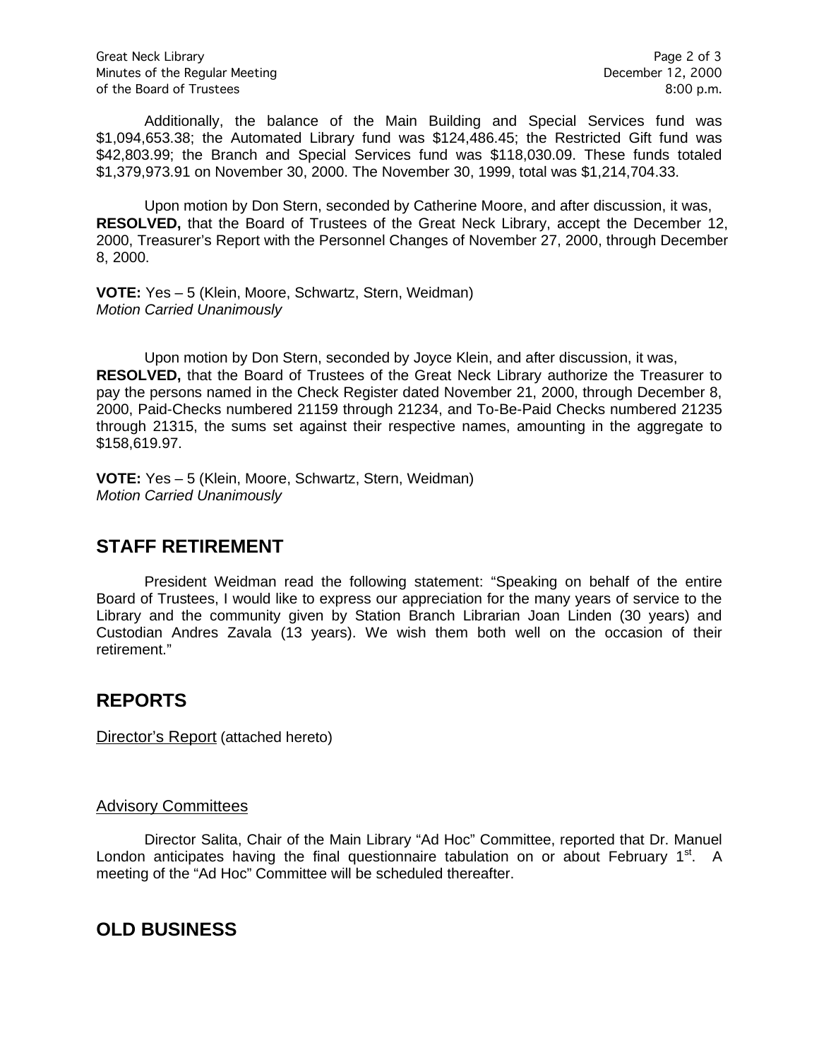Additionally, the balance of the Main Building and Special Services fund was $1,094,653.38; the Automated Library fund was $124,486.45; the Restricted Gift fund was $42,803.99; the Branch and Special Services fund was $118,030.09. These funds totaled $1,379,973.91 on November 30, 2000. The November 30, 1999, total was $1,214,704.33.

Upon motion by Don Stern, seconded by Catherine Moore, and after discussion, it was, **RESOLVED,** that the Board of Trustees of the Great Neck Library, accept the December 12, 2000, Treasurer's Report with the Personnel Changes of November 27, 2000, through December 8, 2000.

**VOTE:** Yes – 5 (Klein, Moore, Schwartz, Stern, Weidman)
*Motion Carried Unanimously*

Upon motion by Don Stern, seconded by Joyce Klein, and after discussion, it was, **RESOLVED,** that the Board of Trustees of the Great Neck Library authorize the Treasurer to pay the persons named in the Check Register dated November 21, 2000, through December 8, 2000, Paid-Checks numbered 21159 through 21234, and To-Be-Paid Checks numbered 21235 through 21315, the sums set against their respective names, amounting in the aggregate to $158,619.97.

**VOTE:** Yes – 5 (Klein, Moore, Schwartz, Stern, Weidman)
*Motion Carried Unanimously*

## STAFF RETIREMENT

President Weidman read the following statement: "Speaking on behalf of the entire Board of Trustees, I would like to express our appreciation for the many years of service to the Library and the community given by Station Branch Librarian Joan Linden (30 years) and Custodian Andres Zavala (13 years). We wish them both well on the occasion of their retirement."

## REPORTS

Director's Report (attached hereto)

Advisory Committees

Director Salita, Chair of the Main Library "Ad Hoc" Committee, reported that Dr. Manuel London anticipates having the final questionnaire tabulation on or about February 1st. A meeting of the "Ad Hoc" Committee will be scheduled thereafter.

## OLD BUSINESS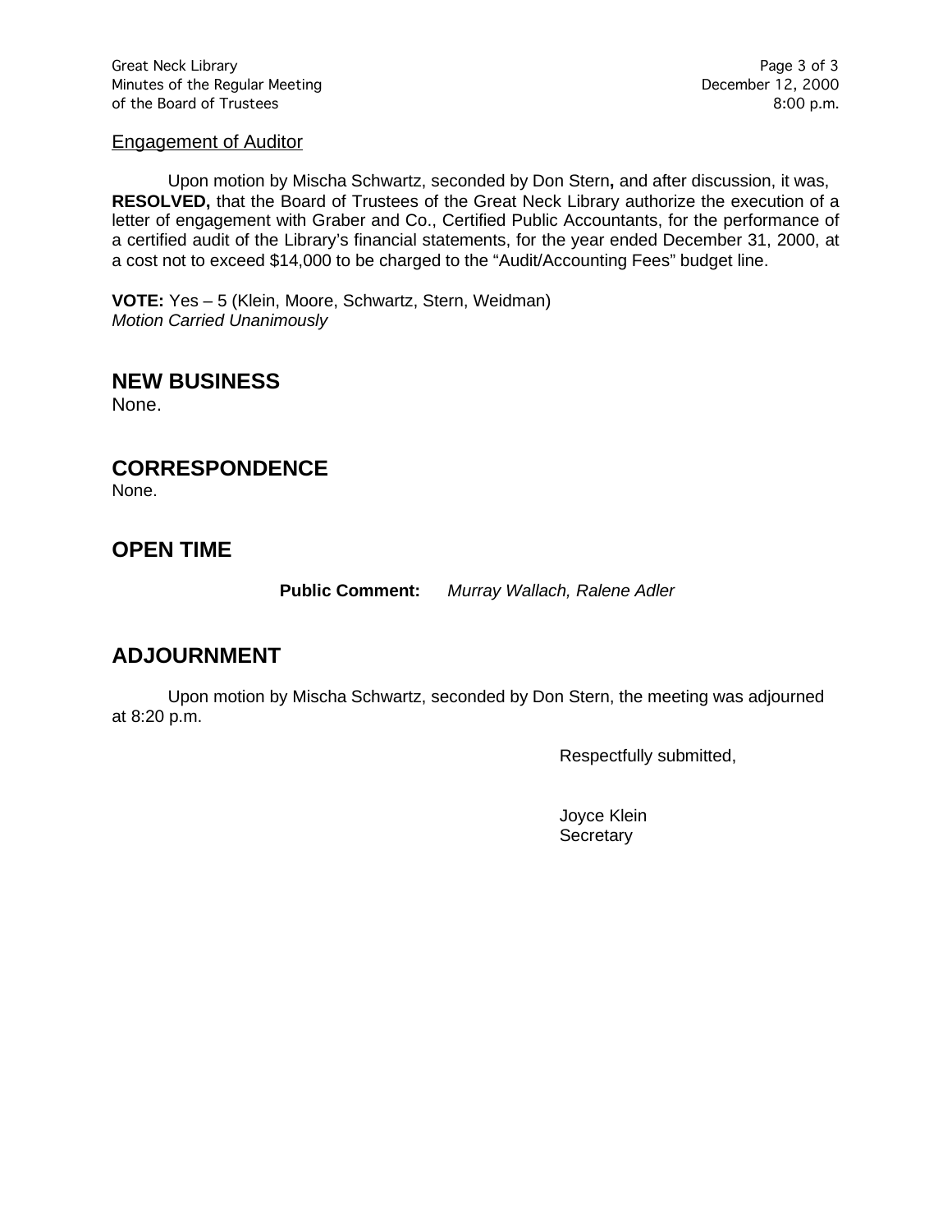Engagement of Auditor

Upon motion by Mischa Schwartz, seconded by Don Stern**,** and after discussion, it was, **RESOLVED,** that the Board of Trustees of the Great Neck Library authorize the execution of a letter of engagement with Graber and Co., Certified Public Accountants, for the performance of a certified audit of the Library's financial statements, for the year ended December 31, 2000, at a cost not to exceed $14,000 to be charged to the "Audit/Accounting Fees" budget line.

**VOTE:** Yes – 5 (Klein, Moore, Schwartz, Stern, Weidman)
*Motion Carried Unanimously*

## NEW BUSINESS

None.

## CORRESPONDENCE

None.

## OPEN TIME

**Public Comment:** *Murray Wallach, Ralene Adler*

## ADJOURNMENT

Upon motion by Mischa Schwartz, seconded by Don Stern, the meeting was adjourned at 8:20 p.m.

Respectfully submitted,

Joyce Klein
Secretary